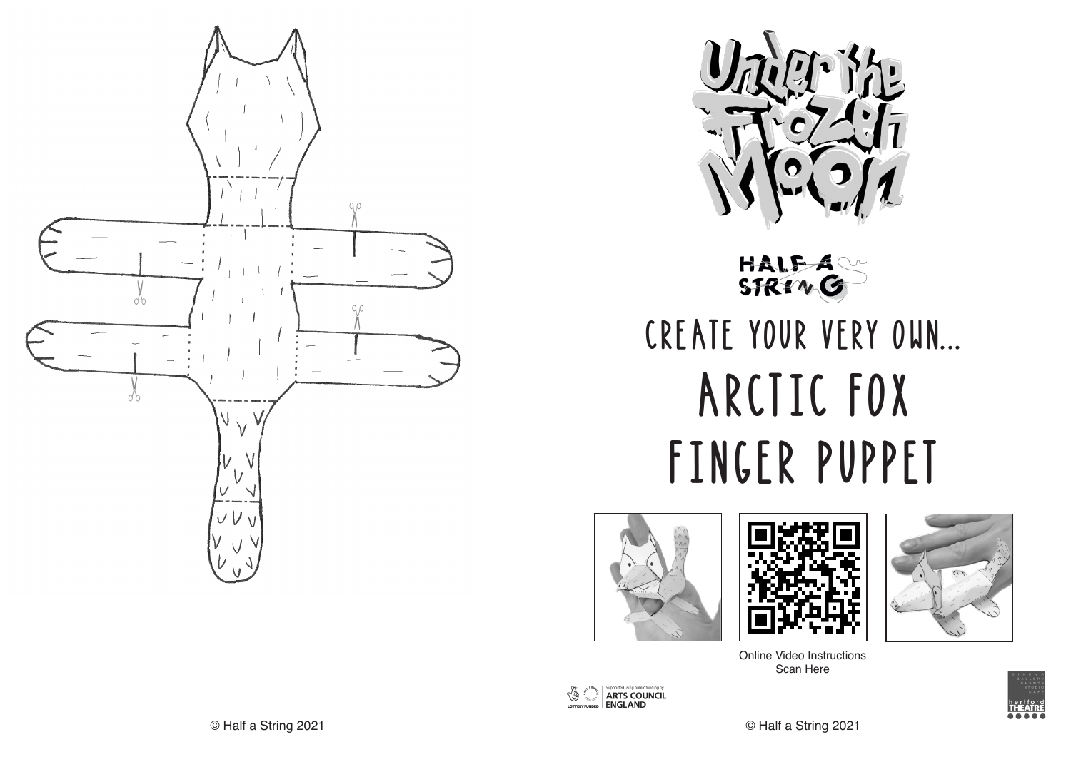# Under the Frozen Moon

HALF A STRING

## CREATE YOUR VERY OWN...

# ARCTIC FOX FINGER PUPPET

Online Video Instructions
Scan Here

Supported using public funding by ARTS COUNCIL ENGLAND

LOTTERY FUNDED

hertford THEATRE

© Half a String 2021

© Half a String 2021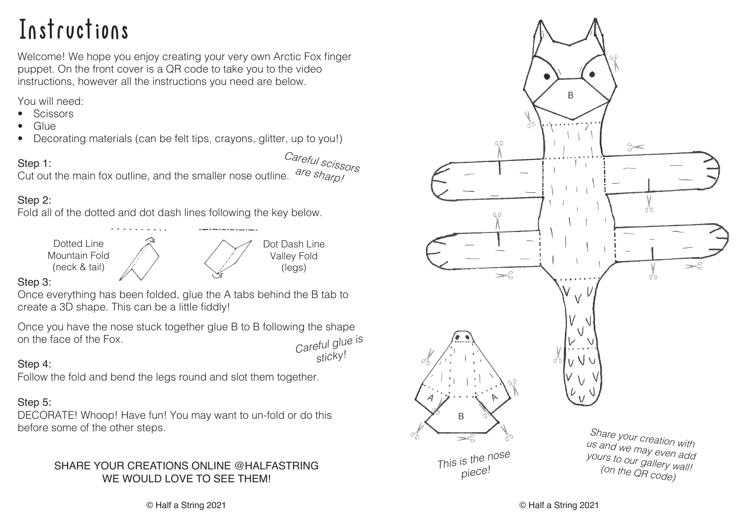# Instructions

Welcome! We hope you enjoy creating your very own Arctic Fox finger puppet. On the front cover is a QR code to take you to the video instructions, however all the instructions you need are below.

You will need:

- Scissors
- Glue
- Decorating materials (can be felt tips, crayons, glitter, up to you!)

*Careful scissors are sharp!*

Step 1:
Cut out the main fox outline, and the smaller nose outline.

Step 2:
Fold all of the dotted and dot dash lines following the key below.

Dotted Line
Mountain Fold
(neck & tail)

Dot Dash Line
Valley Fold
(legs)

Step 3:
Once everything has been folded, glue the A tabs behind the B tab to create a 3D shape. This can be a little fiddly!

Once you have the nose stuck together glue B to B following the shape on the face of the Fox.

*Careful glue is sticky!*

Step 4:
Follow the fold and bend the legs round and slot them together.

Step 5:
DECORATE! Whoop! Have fun! You may want to un-fold or do this before some of the other steps.

SHARE YOUR CREATIONS ONLINE @HALFASTRING
WE WOULD LOVE TO SEE THEM!

© Half a String 2021

B

A

A

B

*This is the nose piece!*

*Share your creation with us and we may even add yours to our gallery wall! (on the QR code)*

© Half a String 2021